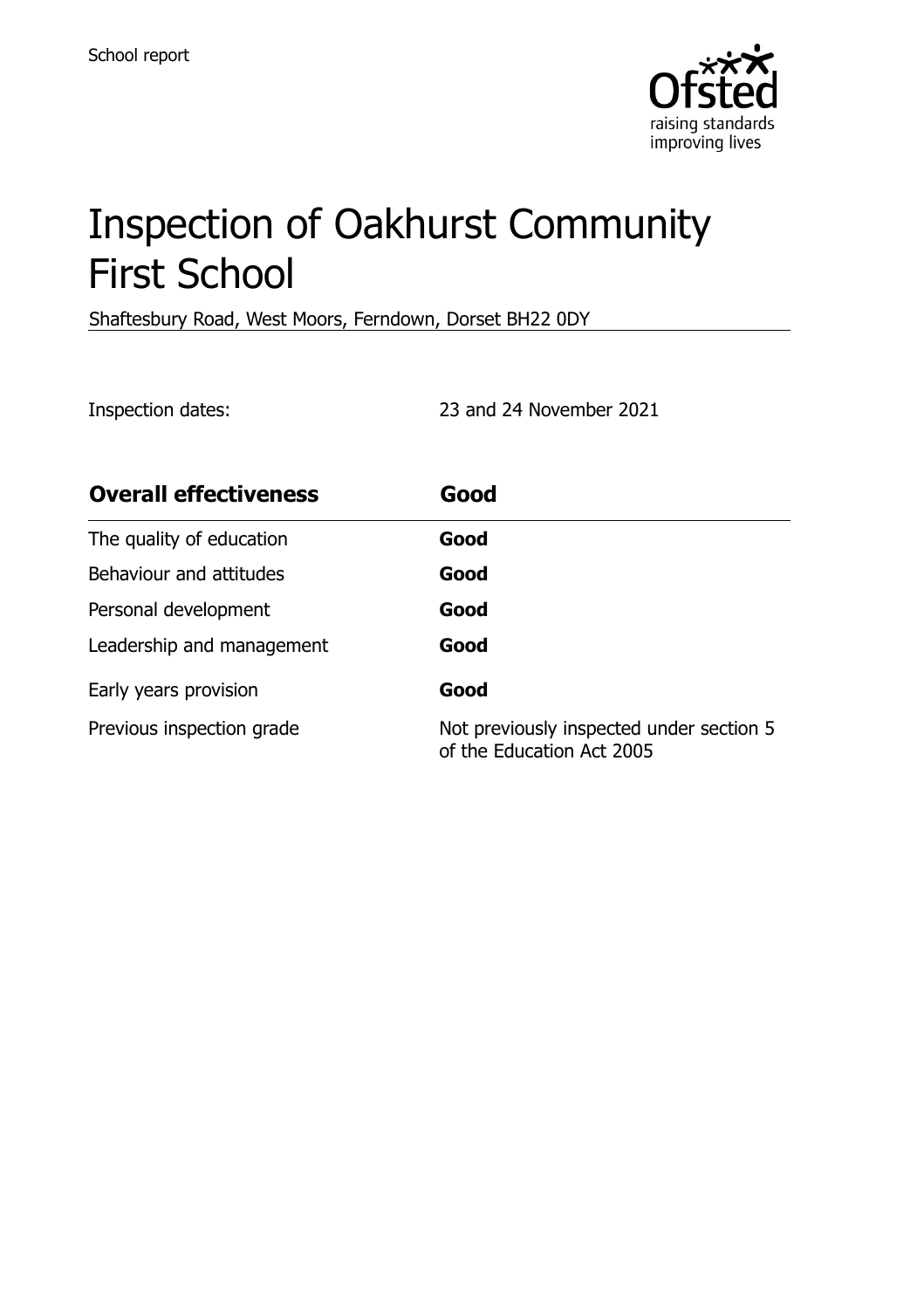School report

# Inspection of Oakhurst Community First School

Shaftesbury Road, West Moors, Ferndown, Dorset BH22 0DY

Inspection dates: 23 and 24 November 2021

| **Overall effectiveness** | **Good** |
| --- | --- |
| The quality of education | **Good** |
| Behaviour and attitudes | **Good** |
| Personal development | **Good** |
| Leadership and management | **Good** |
| Early years provision | **Good** |
| Previous inspection grade | Not previously inspected under section 5 of the Education Act 2005 |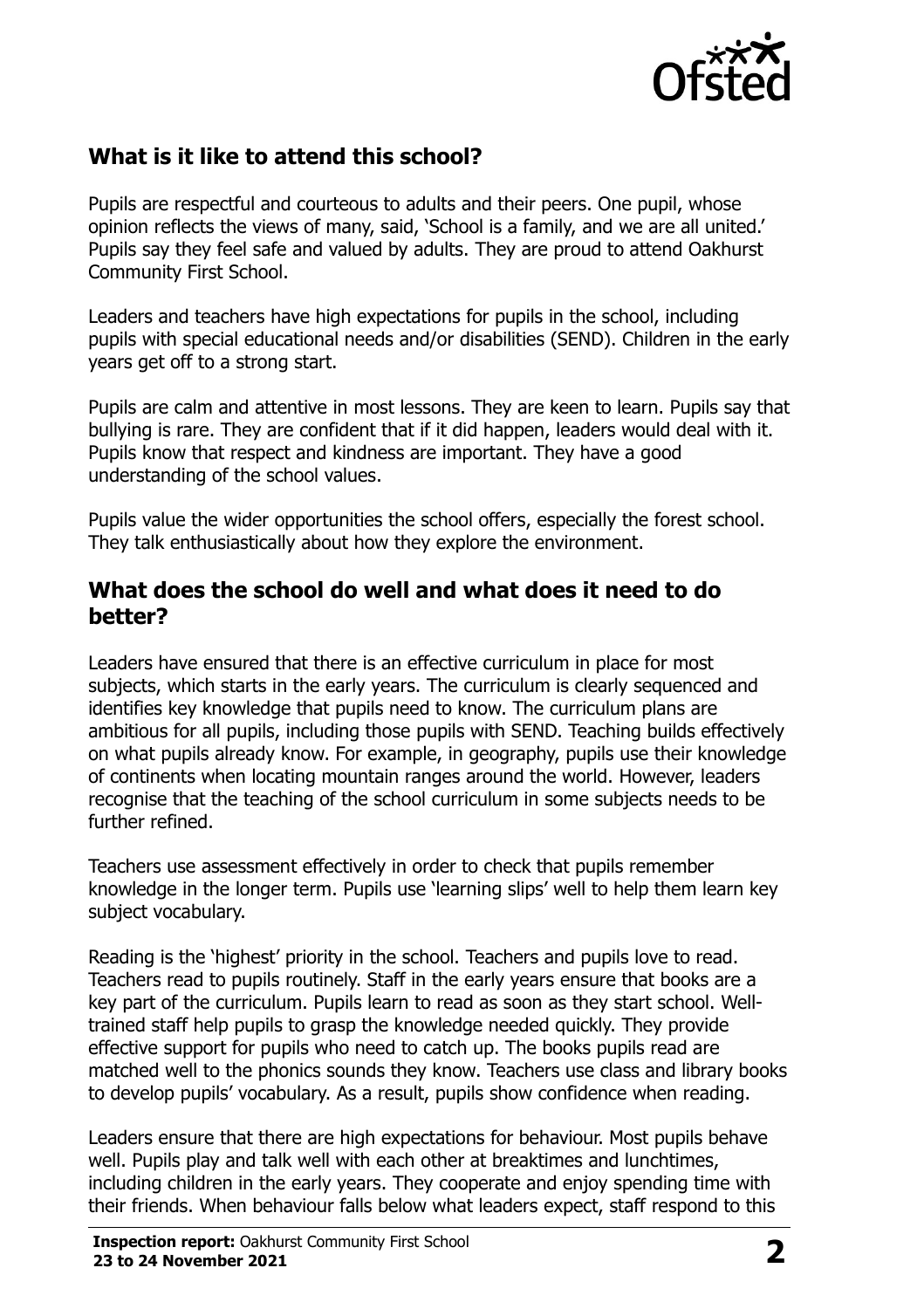## What is it like to attend this school?

Pupils are respectful and courteous to adults and their peers. One pupil, whose opinion reflects the views of many, said, 'School is a family, and we are all united.' Pupils say they feel safe and valued by adults. They are proud to attend Oakhurst Community First School.

Leaders and teachers have high expectations for pupils in the school, including pupils with special educational needs and/or disabilities (SEND). Children in the early years get off to a strong start.

Pupils are calm and attentive in most lessons. They are keen to learn. Pupils say that bullying is rare. They are confident that if it did happen, leaders would deal with it. Pupils know that respect and kindness are important. They have a good understanding of the school values.

Pupils value the wider opportunities the school offers, especially the forest school. They talk enthusiastically about how they explore the environment.

## What does the school do well and what does it need to do better?

Leaders have ensured that there is an effective curriculum in place for most subjects, which starts in the early years. The curriculum is clearly sequenced and identifies key knowledge that pupils need to know. The curriculum plans are ambitious for all pupils, including those pupils with SEND. Teaching builds effectively on what pupils already know. For example, in geography, pupils use their knowledge of continents when locating mountain ranges around the world. However, leaders recognise that the teaching of the school curriculum in some subjects needs to be further refined.

Teachers use assessment effectively in order to check that pupils remember knowledge in the longer term. Pupils use 'learning slips' well to help them learn key subject vocabulary.

Reading is the 'highest' priority in the school. Teachers and pupils love to read. Teachers read to pupils routinely. Staff in the early years ensure that books are a key part of the curriculum. Pupils learn to read as soon as they start school. Well-trained staff help pupils to grasp the knowledge needed quickly. They provide effective support for pupils who need to catch up. The books pupils read are matched well to the phonics sounds they know. Teachers use class and library books to develop pupils' vocabulary. As a result, pupils show confidence when reading.

Leaders ensure that there are high expectations for behaviour. Most pupils behave well. Pupils play and talk well with each other at breaktimes and lunchtimes, including children in the early years. They cooperate and enjoy spending time with their friends. When behaviour falls below what leaders expect, staff respond to this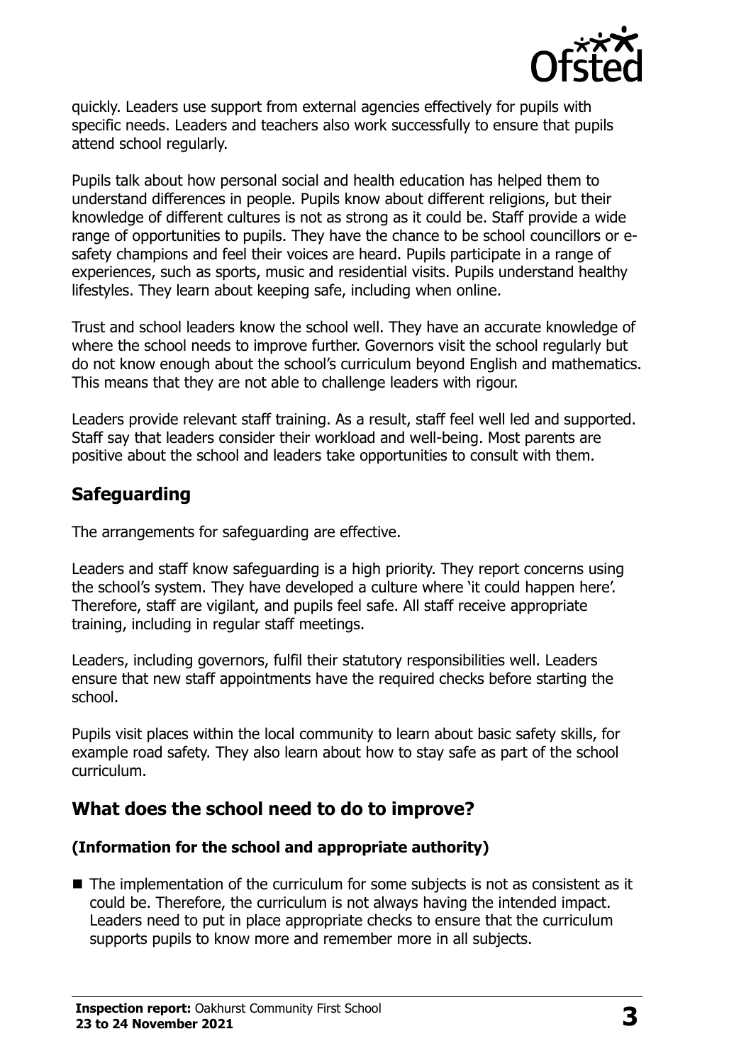quickly. Leaders use support from external agencies effectively for pupils with specific needs. Leaders and teachers also work successfully to ensure that pupils attend school regularly.

Pupils talk about how personal social and health education has helped them to understand differences in people. Pupils know about different religions, but their knowledge of different cultures is not as strong as it could be. Staff provide a wide range of opportunities to pupils. They have the chance to be school councillors or e-safety champions and feel their voices are heard. Pupils participate in a range of experiences, such as sports, music and residential visits. Pupils understand healthy lifestyles. They learn about keeping safe, including when online.

Trust and school leaders know the school well. They have an accurate knowledge of where the school needs to improve further. Governors visit the school regularly but do not know enough about the school's curriculum beyond English and mathematics. This means that they are not able to challenge leaders with rigour.

Leaders provide relevant staff training. As a result, staff feel well led and supported. Staff say that leaders consider their workload and well-being. Most parents are positive about the school and leaders take opportunities to consult with them.

## Safeguarding

The arrangements for safeguarding are effective.

Leaders and staff know safeguarding is a high priority. They report concerns using the school's system. They have developed a culture where 'it could happen here'. Therefore, staff are vigilant, and pupils feel safe. All staff receive appropriate training, including in regular staff meetings.

Leaders, including governors, fulfil their statutory responsibilities well. Leaders ensure that new staff appointments have the required checks before starting the school.

Pupils visit places within the local community to learn about basic safety skills, for example road safety. They also learn about how to stay safe as part of the school curriculum.

## What does the school need to do to improve?

### (Information for the school and appropriate authority)

- The implementation of the curriculum for some subjects is not as consistent as it could be. Therefore, the curriculum is not always having the intended impact. Leaders need to put in place appropriate checks to ensure that the curriculum supports pupils to know more and remember more in all subjects.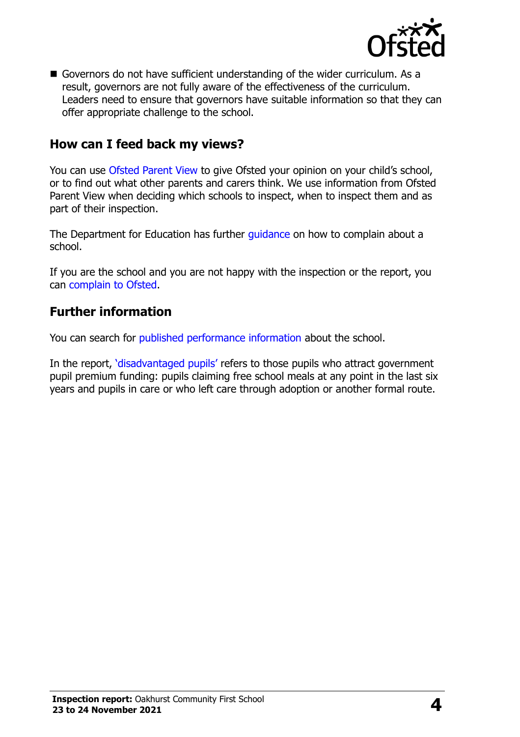- Governors do not have sufficient understanding of the wider curriculum. As a result, governors are not fully aware of the effectiveness of the curriculum. Leaders need to ensure that governors have suitable information so that they can offer appropriate challenge to the school.

## How can I feed back my views?

You can use Ofsted Parent View to give Ofsted your opinion on your child's school, or to find out what other parents and carers think. We use information from Ofsted Parent View when deciding which schools to inspect, when to inspect them and as part of their inspection.

The Department for Education has further guidance on how to complain about a school.

If you are the school and you are not happy with the inspection or the report, you can complain to Ofsted.

## Further information

You can search for published performance information about the school.

In the report, 'disadvantaged pupils' refers to those pupils who attract government pupil premium funding: pupils claiming free school meals at any point in the last six years and pupils in care or who left care through adoption or another formal route.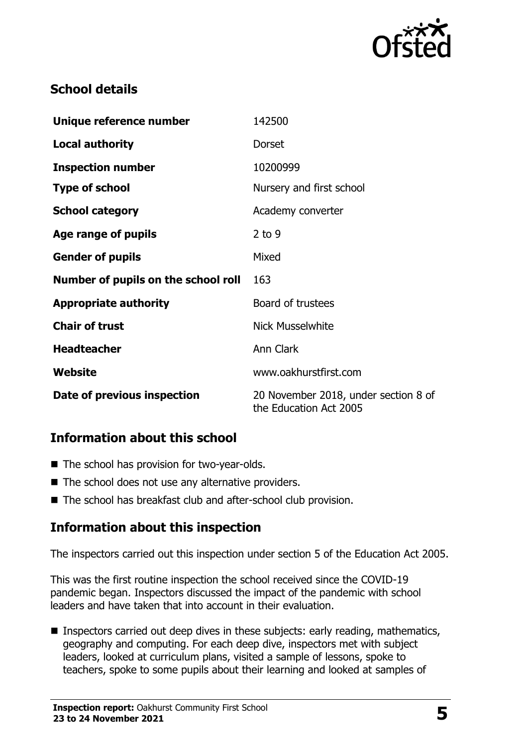## School details

| | |
|---|---|
| **Unique reference number** | 142500 |
| **Local authority** | Dorset |
| **Inspection number** | 10200999 |
| **Type of school** | Nursery and first school |
| **School category** | Academy converter |
| **Age range of pupils** | 2 to 9 |
| **Gender of pupils** | Mixed |
| **Number of pupils on the school roll** | 163 |
| **Appropriate authority** | Board of trustees |
| **Chair of trust** | Nick Musselwhite |
| **Headteacher** | Ann Clark |
| **Website** | www.oakhurstfirst.com |
| **Date of previous inspection** | 20 November 2018, under section 8 of the Education Act 2005 |

## Information about this school

- The school has provision for two-year-olds.
- The school does not use any alternative providers.
- The school has breakfast club and after-school club provision.

## Information about this inspection

The inspectors carried out this inspection under section 5 of the Education Act 2005.

This was the first routine inspection the school received since the COVID-19 pandemic began. Inspectors discussed the impact of the pandemic with school leaders and have taken that into account in their evaluation.

- Inspectors carried out deep dives in these subjects: early reading, mathematics, geography and computing. For each deep dive, inspectors met with subject leaders, looked at curriculum plans, visited a sample of lessons, spoke to teachers, spoke to some pupils about their learning and looked at samples of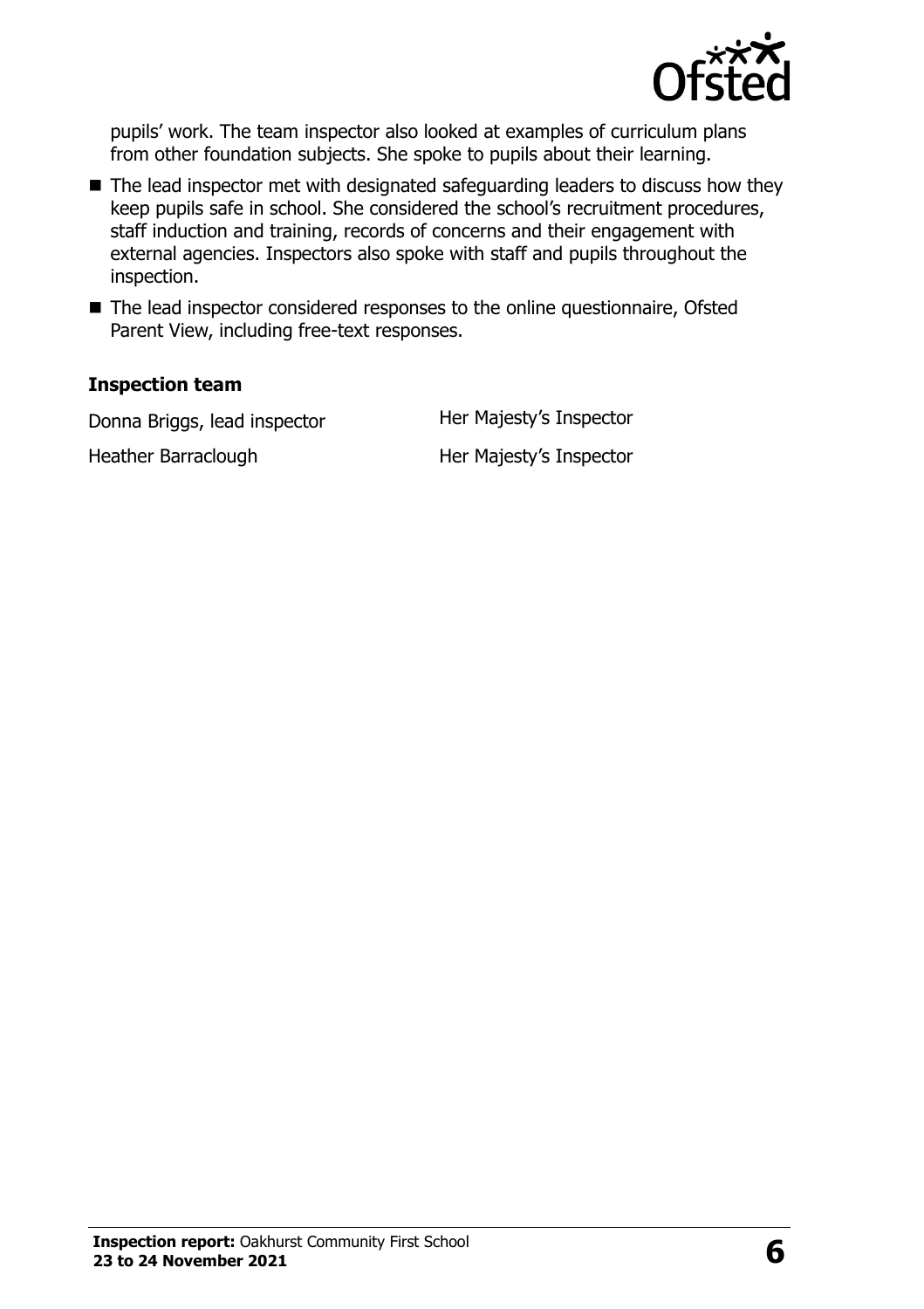pupils' work. The team inspector also looked at examples of curriculum plans from other foundation subjects. She spoke to pupils about their learning.

- The lead inspector met with designated safeguarding leaders to discuss how they keep pupils safe in school. She considered the school's recruitment procedures, staff induction and training, records of concerns and their engagement with external agencies. Inspectors also spoke with staff and pupils throughout the inspection.
- The lead inspector considered responses to the online questionnaire, Ofsted Parent View, including free-text responses.

### Inspection team

| | |
|---|---|
| Donna Briggs, lead inspector | Her Majesty's Inspector |
| Heather Barraclough | Her Majesty's Inspector |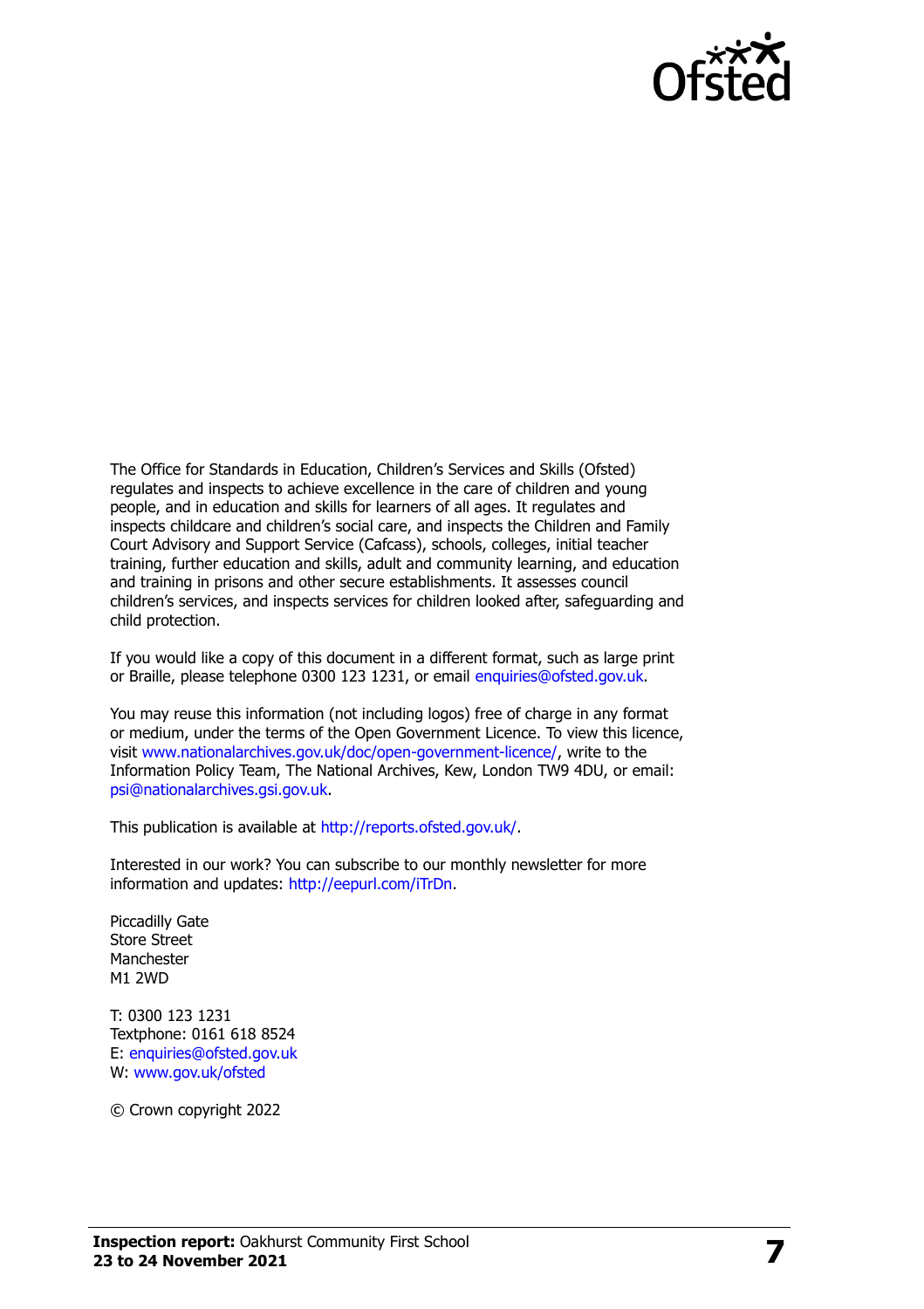The Office for Standards in Education, Children's Services and Skills (Ofsted) regulates and inspects to achieve excellence in the care of children and young people, and in education and skills for learners of all ages. It regulates and inspects childcare and children's social care, and inspects the Children and Family Court Advisory and Support Service (Cafcass), schools, colleges, initial teacher training, further education and skills, adult and community learning, and education and training in prisons and other secure establishments. It assesses council children's services, and inspects services for children looked after, safeguarding and child protection.

If you would like a copy of this document in a different format, such as large print or Braille, please telephone 0300 123 1231, or email enquiries@ofsted.gov.uk.

You may reuse this information (not including logos) free of charge in any format or medium, under the terms of the Open Government Licence. To view this licence, visit www.nationalarchives.gov.uk/doc/open-government-licence/, write to the Information Policy Team, The National Archives, Kew, London TW9 4DU, or email: psi@nationalarchives.gsi.gov.uk.

This publication is available at http://reports.ofsted.gov.uk/.

Interested in our work? You can subscribe to our monthly newsletter for more information and updates: http://eepurl.com/iTrDn.

Piccadilly Gate
Store Street
Manchester
M1 2WD

T: 0300 123 1231
Textphone: 0161 618 8524
E: enquiries@ofsted.gov.uk
W: www.gov.uk/ofsted

© Crown copyright 2022